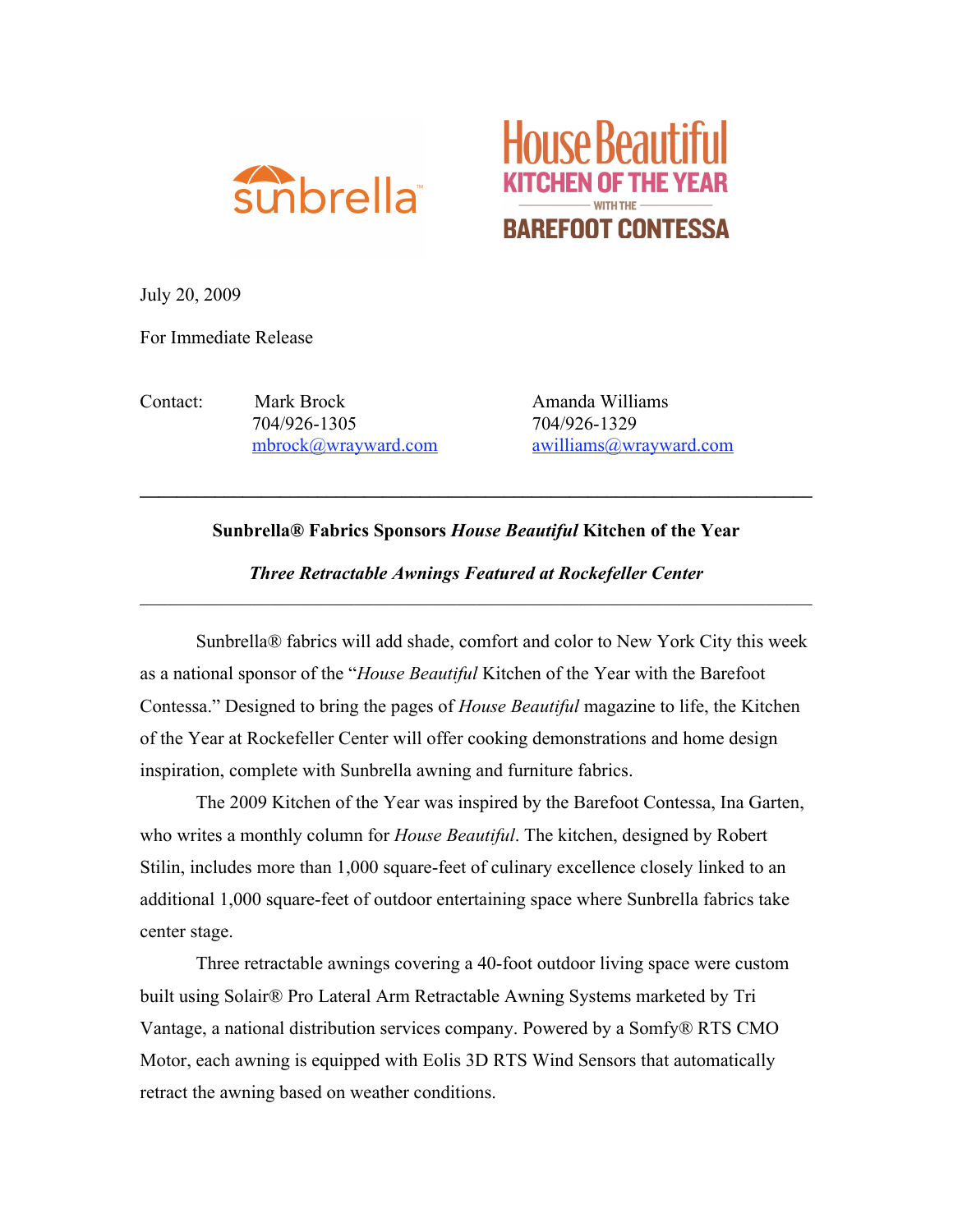sunbrella™

House Beautiful
KITCHEN OF THE YEAR
WITH THE
BAREFOOT CONTESSA

July 20, 2009

For Immediate Release

Contact: Mark Brock
704/926-1305
mbrock@wrayward.com

Amanda Williams
704/926-1329
awilliams@wrayward.com

---

**Sunbrella® Fabrics Sponsors *House Beautiful* Kitchen of the Year**

***Three Retractable Awnings Featured at Rockefeller Center***

---

Sunbrella® fabrics will add shade, comfort and color to New York City this week as a national sponsor of the "*House Beautiful* Kitchen of the Year with the Barefoot Contessa." Designed to bring the pages of *House Beautiful* magazine to life, the Kitchen of the Year at Rockefeller Center will offer cooking demonstrations and home design inspiration, complete with Sunbrella awning and furniture fabrics.

The 2009 Kitchen of the Year was inspired by the Barefoot Contessa, Ina Garten, who writes a monthly column for *House Beautiful*. The kitchen, designed by Robert Stilin, includes more than 1,000 square-feet of culinary excellence closely linked to an additional 1,000 square-feet of outdoor entertaining space where Sunbrella fabrics take center stage.

Three retractable awnings covering a 40-foot outdoor living space were custom built using Solair® Pro Lateral Arm Retractable Awning Systems marketed by Tri Vantage, a national distribution services company. Powered by a Somfy® RTS CMO Motor, each awning is equipped with Eolis 3D RTS Wind Sensors that automatically retract the awning based on weather conditions.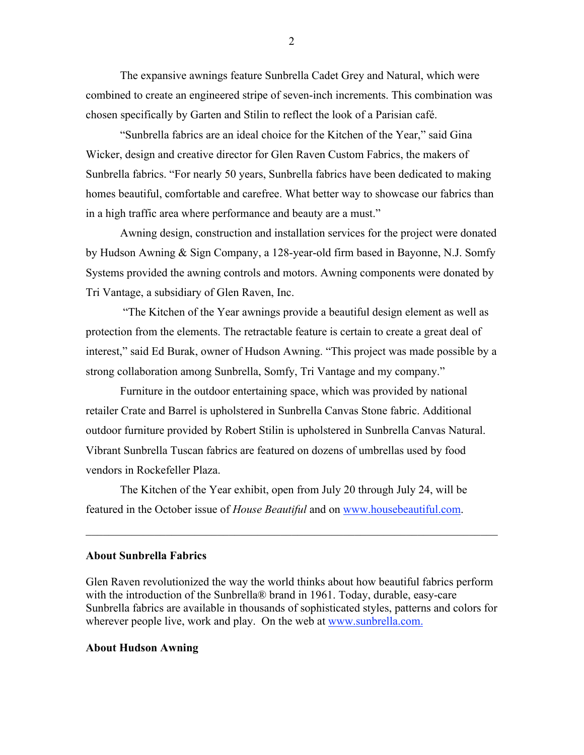The expansive awnings feature Sunbrella Cadet Grey and Natural, which were combined to create an engineered stripe of seven-inch increments. This combination was chosen specifically by Garten and Stilin to reflect the look of a Parisian café.

"Sunbrella fabrics are an ideal choice for the Kitchen of the Year," said Gina Wicker, design and creative director for Glen Raven Custom Fabrics, the makers of Sunbrella fabrics. "For nearly 50 years, Sunbrella fabrics have been dedicated to making homes beautiful, comfortable and carefree. What better way to showcase our fabrics than in a high traffic area where performance and beauty are a must."

Awning design, construction and installation services for the project were donated by Hudson Awning & Sign Company, a 128-year-old firm based in Bayonne, N.J. Somfy Systems provided the awning controls and motors. Awning components were donated by Tri Vantage, a subsidiary of Glen Raven, Inc.

"The Kitchen of the Year awnings provide a beautiful design element as well as protection from the elements. The retractable feature is certain to create a great deal of interest," said Ed Burak, owner of Hudson Awning. "This project was made possible by a strong collaboration among Sunbrella, Somfy, Tri Vantage and my company."

Furniture in the outdoor entertaining space, which was provided by national retailer Crate and Barrel is upholstered in Sunbrella Canvas Stone fabric. Additional outdoor furniture provided by Robert Stilin is upholstered in Sunbrella Canvas Natural. Vibrant Sunbrella Tuscan fabrics are featured on dozens of umbrellas used by food vendors in Rockefeller Plaza.

The Kitchen of the Year exhibit, open from July 20 through July 24, will be featured in the October issue of *House Beautiful* and on www.housebeautiful.com.

---

**About Sunbrella Fabrics**

Glen Raven revolutionized the way the world thinks about how beautiful fabrics perform with the introduction of the Sunbrella® brand in 1961. Today, durable, easy-care Sunbrella fabrics are available in thousands of sophisticated styles, patterns and colors for wherever people live, work and play. On the web at www.sunbrella.com.

**About Hudson Awning**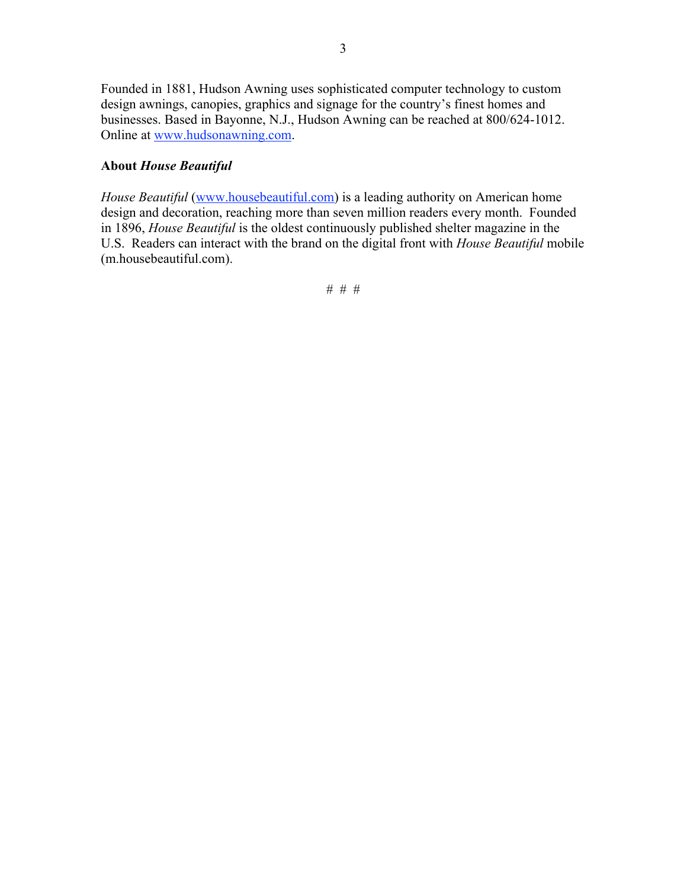Founded in 1881, Hudson Awning uses sophisticated computer technology to custom design awnings, canopies, graphics and signage for the country's finest homes and businesses. Based in Bayonne, N.J., Hudson Awning can be reached at 800/624-1012. Online at www.hudsonawning.com.

**About *House Beautiful***

*House Beautiful* (www.housebeautiful.com) is a leading authority on American home design and decoration, reaching more than seven million readers every month. Founded in 1896, *House Beautiful* is the oldest continuously published shelter magazine in the U.S. Readers can interact with the brand on the digital front with *House Beautiful* mobile (m.housebeautiful.com).

# # #